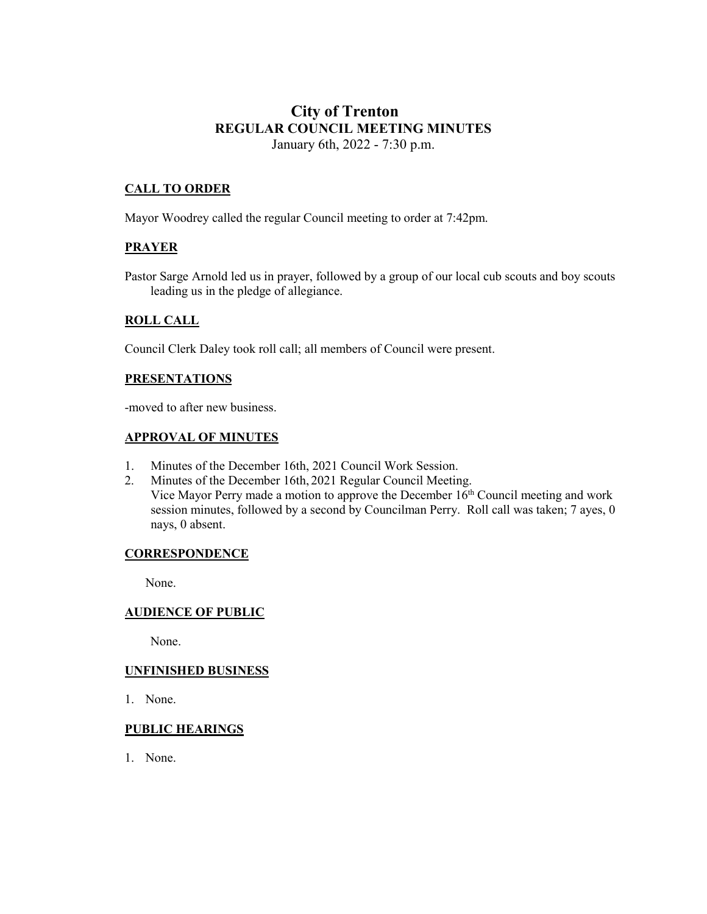# City of Trenton

## REGULAR COUNCIL MEETING MINUTES

January 6th, 2022 - 7:30 p.m.

### CALL TO ORDER

Mayor Woodrey called the regular Council meeting to order at 7:42pm.

### PRAYER

Pastor Sarge Arnold led us in prayer, followed by a group of our local cub scouts and boy scouts leading us in the pledge of allegiance.

### ROLL CALL

Council Clerk Daley took roll call; all members of Council were present.

### PRESENTATIONS

-moved to after new business.

### APPROVAL OF MINUTES

1. Minutes of the December 16th, 2021 Council Work Session.
2. Minutes of the December 16th, 2021 Regular Council Meeting.
   Vice Mayor Perry made a motion to approve the December 16th Council meeting and work session minutes, followed by a second by Councilman Perry. Roll call was taken; 7 ayes, 0 nays, 0 absent.

### CORRESPONDENCE

None.

### AUDIENCE OF PUBLIC

None.

### UNFINISHED BUSINESS

1. None.

### PUBLIC HEARINGS

1. None.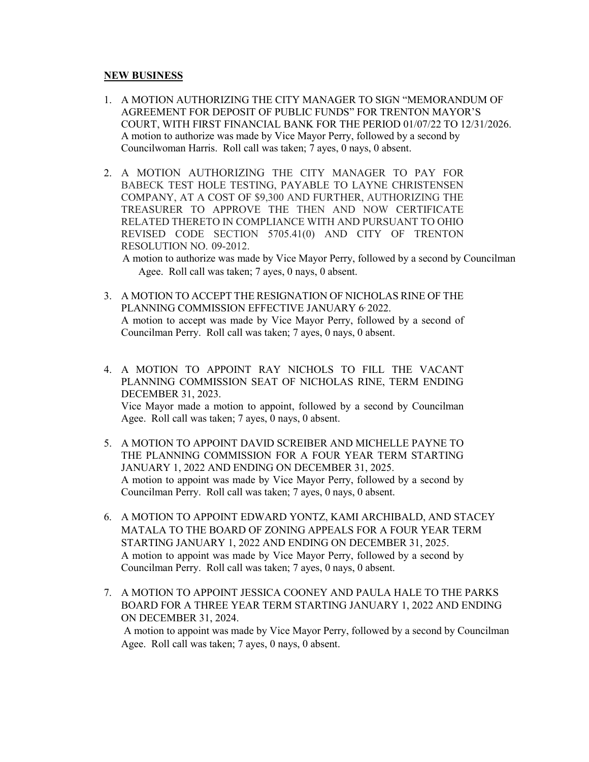**NEW BUSINESS**

1. A MOTION AUTHORIZING THE CITY MANAGER TO SIGN "MEMORANDUM OF AGREEMENT FOR DEPOSIT OF PUBLIC FUNDS" FOR TRENTON MAYOR'S COURT, WITH FIRST FINANCIAL BANK FOR THE PERIOD 01/07/22 TO 12/31/2026.
   A motion to authorize was made by Vice Mayor Perry, followed by a second by Councilwoman Harris. Roll call was taken; 7 ayes, 0 nays, 0 absent.

2. A MOTION AUTHORIZING THE CITY MANAGER TO PAY FOR BABECK TEST HOLE TESTING, PAYABLE TO LAYNE CHRISTENSEN COMPANY, AT A COST OF $9,300 AND FURTHER, AUTHORIZING THE TREASURER TO APPROVE THE THEN AND NOW CERTIFICATE RELATED THERETO IN COMPLIANCE WITH AND PURSUANT TO OHIO REVISED CODE SECTION 5705.41(0) AND CITY OF TRENTON RESOLUTION NO. 09-2012.
   A motion to authorize was made by Vice Mayor Perry, followed by a second by Councilman Agee. Roll call was taken; 7 ayes, 0 nays, 0 absent.

3. A MOTION TO ACCEPT THE RESIGNATION OF NICHOLAS RINE OF THE PLANNING COMMISSION EFFECTIVE JANUARY 6, 2022.
   A motion to accept was made by Vice Mayor Perry, followed by a second of Councilman Perry. Roll call was taken; 7 ayes, 0 nays, 0 absent.

4. A MOTION TO APPOINT RAY NICHOLS TO FILL THE VACANT PLANNING COMMISSION SEAT OF NICHOLAS RINE, TERM ENDING DECEMBER 31, 2023.
   Vice Mayor made a motion to appoint, followed by a second by Councilman Agee. Roll call was taken; 7 ayes, 0 nays, 0 absent.

5. A MOTION TO APPOINT DAVID SCREIBER AND MICHELLE PAYNE TO THE PLANNING COMMISSION FOR A FOUR YEAR TERM STARTING JANUARY 1, 2022 AND ENDING ON DECEMBER 31, 2025.
   A motion to appoint was made by Vice Mayor Perry, followed by a second by Councilman Perry. Roll call was taken; 7 ayes, 0 nays, 0 absent.

6. A MOTION TO APPOINT EDWARD YONTZ, KAMI ARCHIBALD, AND STACEY MATALA TO THE BOARD OF ZONING APPEALS FOR A FOUR YEAR TERM STARTING JANUARY 1, 2022 AND ENDING ON DECEMBER 31, 2025.
   A motion to appoint was made by Vice Mayor Perry, followed by a second by Councilman Perry. Roll call was taken; 7 ayes, 0 nays, 0 absent.

7. A MOTION TO APPOINT JESSICA COONEY AND PAULA HALE TO THE PARKS BOARD FOR A THREE YEAR TERM STARTING JANUARY 1, 2022 AND ENDING ON DECEMBER 31, 2024.
   A motion to appoint was made by Vice Mayor Perry, followed by a second by Councilman Agee. Roll call was taken; 7 ayes, 0 nays, 0 absent.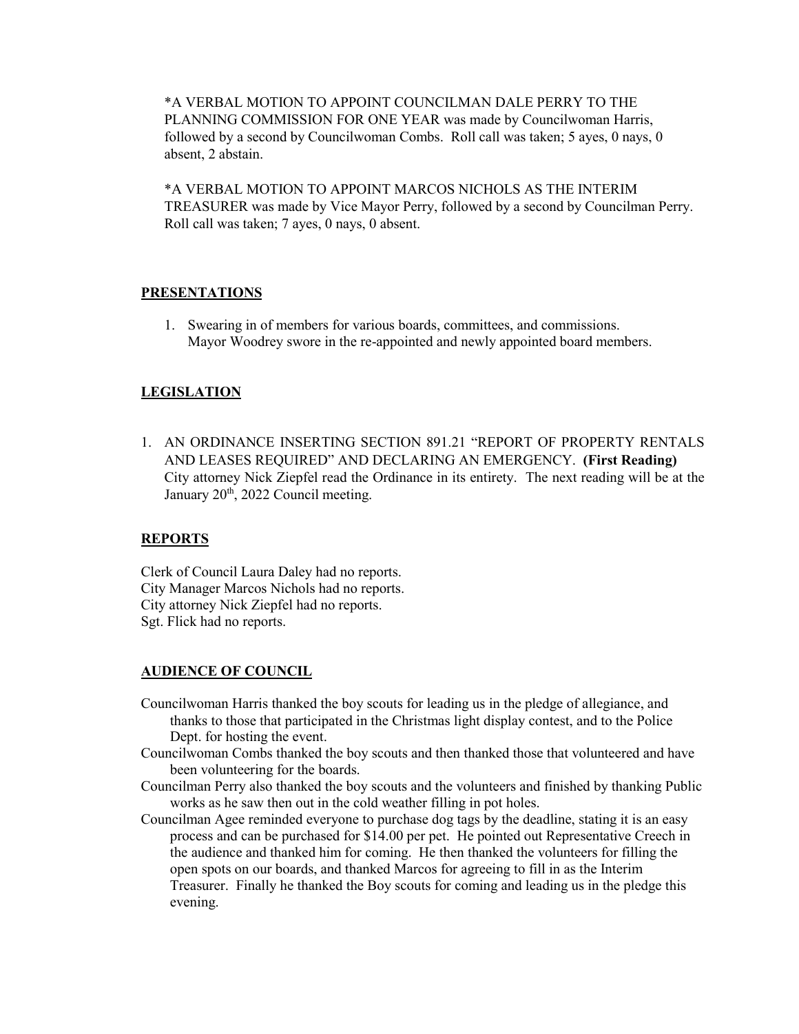*A VERBAL MOTION TO APPOINT COUNCILMAN DALE PERRY TO THE PLANNING COMMISSION FOR ONE YEAR was made by Councilwoman Harris, followed by a second by Councilwoman Combs. Roll call was taken; 5 ayes, 0 nays, 0 absent, 2 abstain.

*A VERBAL MOTION TO APPOINT MARCOS NICHOLS AS THE INTERIM TREASURER was made by Vice Mayor Perry, followed by a second by Councilman Perry. Roll call was taken; 7 ayes, 0 nays, 0 absent.

## PRESENTATIONS

1. Swearing in of members for various boards, committees, and commissions.
   Mayor Woodrey swore in the re-appointed and newly appointed board members.

## LEGISLATION

1. AN ORDINANCE INSERTING SECTION 891.21 "REPORT OF PROPERTY RENTALS AND LEASES REQUIRED" AND DECLARING AN EMERGENCY. **(First Reading)**
   City attorney Nick Ziepfel read the Ordinance in its entirety. The next reading will be at the January 20th, 2022 Council meeting.

## REPORTS

Clerk of Council Laura Daley had no reports.
City Manager Marcos Nichols had no reports.
City attorney Nick Ziepfel had no reports.
Sgt. Flick had no reports.

## AUDIENCE OF COUNCIL

Councilwoman Harris thanked the boy scouts for leading us in the pledge of allegiance, and thanks to those that participated in the Christmas light display contest, and to the Police Dept. for hosting the event.

Councilwoman Combs thanked the boy scouts and then thanked those that volunteered and have been volunteering for the boards.

Councilman Perry also thanked the boy scouts and the volunteers and finished by thanking Public works as he saw then out in the cold weather filling in pot holes.

Councilman Agee reminded everyone to purchase dog tags by the deadline, stating it is an easy process and can be purchased for $14.00 per pet. He pointed out Representative Creech in the audience and thanked him for coming. He then thanked the volunteers for filling the open spots on our boards, and thanked Marcos for agreeing to fill in as the Interim Treasurer. Finally he thanked the Boy scouts for coming and leading us in the pledge this evening.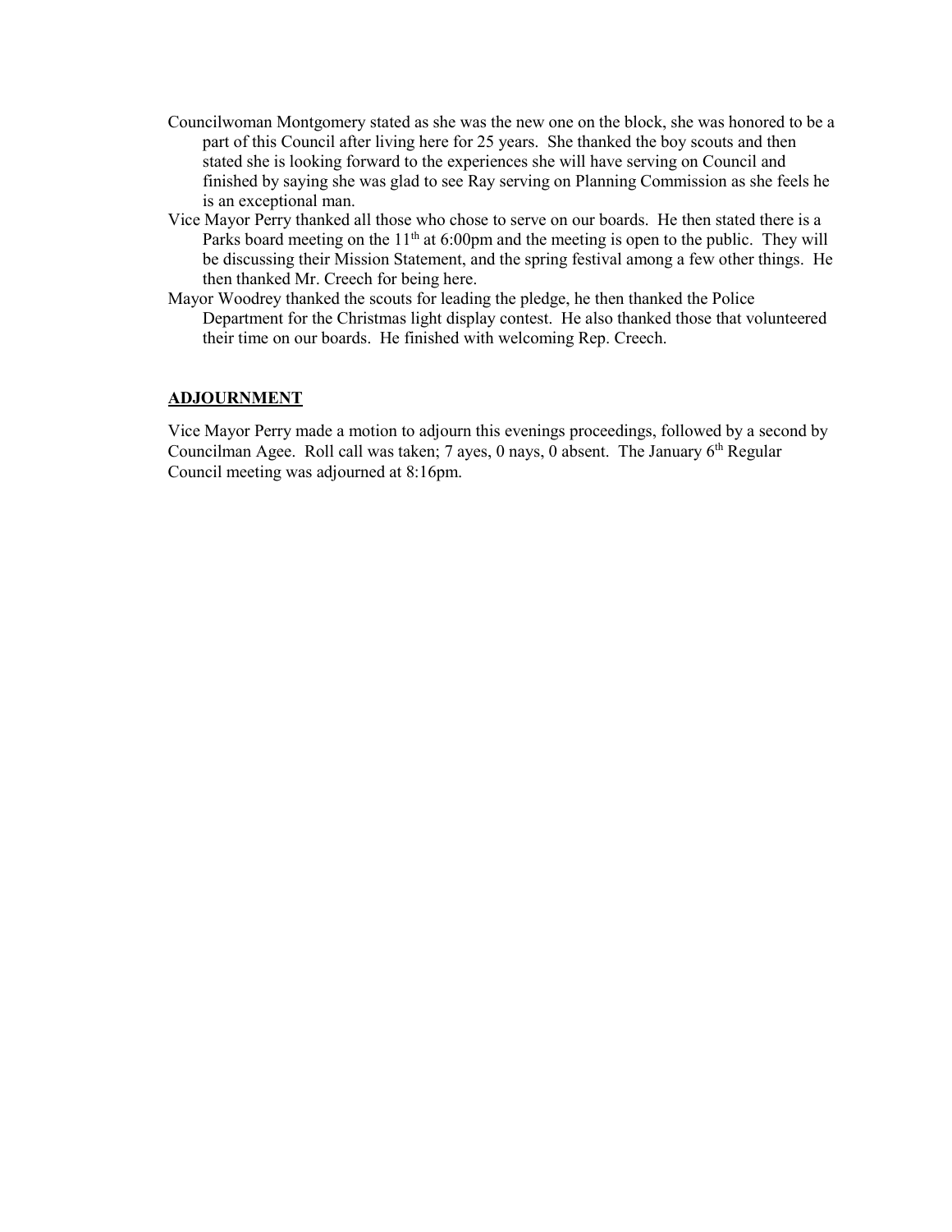Councilwoman Montgomery stated as she was the new one on the block, she was honored to be a part of this Council after living here for 25 years. She thanked the boy scouts and then stated she is looking forward to the experiences she will have serving on Council and finished by saying she was glad to see Ray serving on Planning Commission as she feels he is an exceptional man.

Vice Mayor Perry thanked all those who chose to serve on our boards. He then stated there is a Parks board meeting on the 11th at 6:00pm and the meeting is open to the public. They will be discussing their Mission Statement, and the spring festival among a few other things. He then thanked Mr. Creech for being here.

Mayor Woodrey thanked the scouts for leading the pledge, he then thanked the Police Department for the Christmas light display contest. He also thanked those that volunteered their time on our boards. He finished with welcoming Rep. Creech.

## ADJOURNMENT

Vice Mayor Perry made a motion to adjourn this evenings proceedings, followed by a second by Councilman Agee. Roll call was taken; 7 ayes, 0 nays, 0 absent. The January 6th Regular Council meeting was adjourned at 8:16pm.